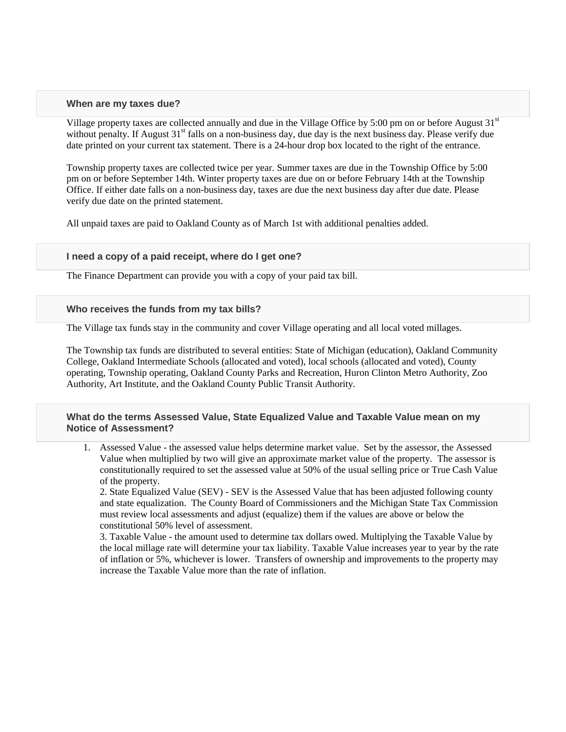### When are my taxes due?

Village property taxes are collected annually and due in the Village Office by 5:00 pm on or before August 31st without penalty. If August 31st falls on a non-business day, due day is the next business day. Please verify due date printed on your current tax statement. There is a 24-hour drop box located to the right of the entrance.

Township property taxes are collected twice per year. Summer taxes are due in the Township Office by 5:00 pm on or before September 14th. Winter property taxes are due on or before February 14th at the Township Office. If either date falls on a non-business day, taxes are due the next business day after due date. Please verify due date on the printed statement.

All unpaid taxes are paid to Oakland County as of March 1st with additional penalties added.

### I need a copy of a paid receipt, where do I get one?

The Finance Department can provide you with a copy of your paid tax bill.

### Who receives the funds from my tax bills?

The Village tax funds stay in the community and cover Village operating and all local voted millages.

The Township tax funds are distributed to several entities: State of Michigan (education), Oakland Community College, Oakland Intermediate Schools (allocated and voted), local schools (allocated and voted), County operating, Township operating, Oakland County Parks and Recreation, Huron Clinton Metro Authority, Zoo Authority, Art Institute, and the Oakland County Public Transit Authority.

### What do the terms Assessed Value, State Equalized Value and Taxable Value mean on my Notice of Assessment?

1. Assessed Value - the assessed value helps determine market value. Set by the assessor, the Assessed Value when multiplied by two will give an approximate market value of the property. The assessor is constitutionally required to set the assessed value at 50% of the usual selling price or True Cash Value of the property.
2. State Equalized Value (SEV) - SEV is the Assessed Value that has been adjusted following county and state equalization. The County Board of Commissioners and the Michigan State Tax Commission must review local assessments and adjust (equalize) them if the values are above or below the constitutional 50% level of assessment.
3. Taxable Value - the amount used to determine tax dollars owed. Multiplying the Taxable Value by the local millage rate will determine your tax liability. Taxable Value increases year to year by the rate of inflation or 5%, whichever is lower. Transfers of ownership and improvements to the property may increase the Taxable Value more than the rate of inflation.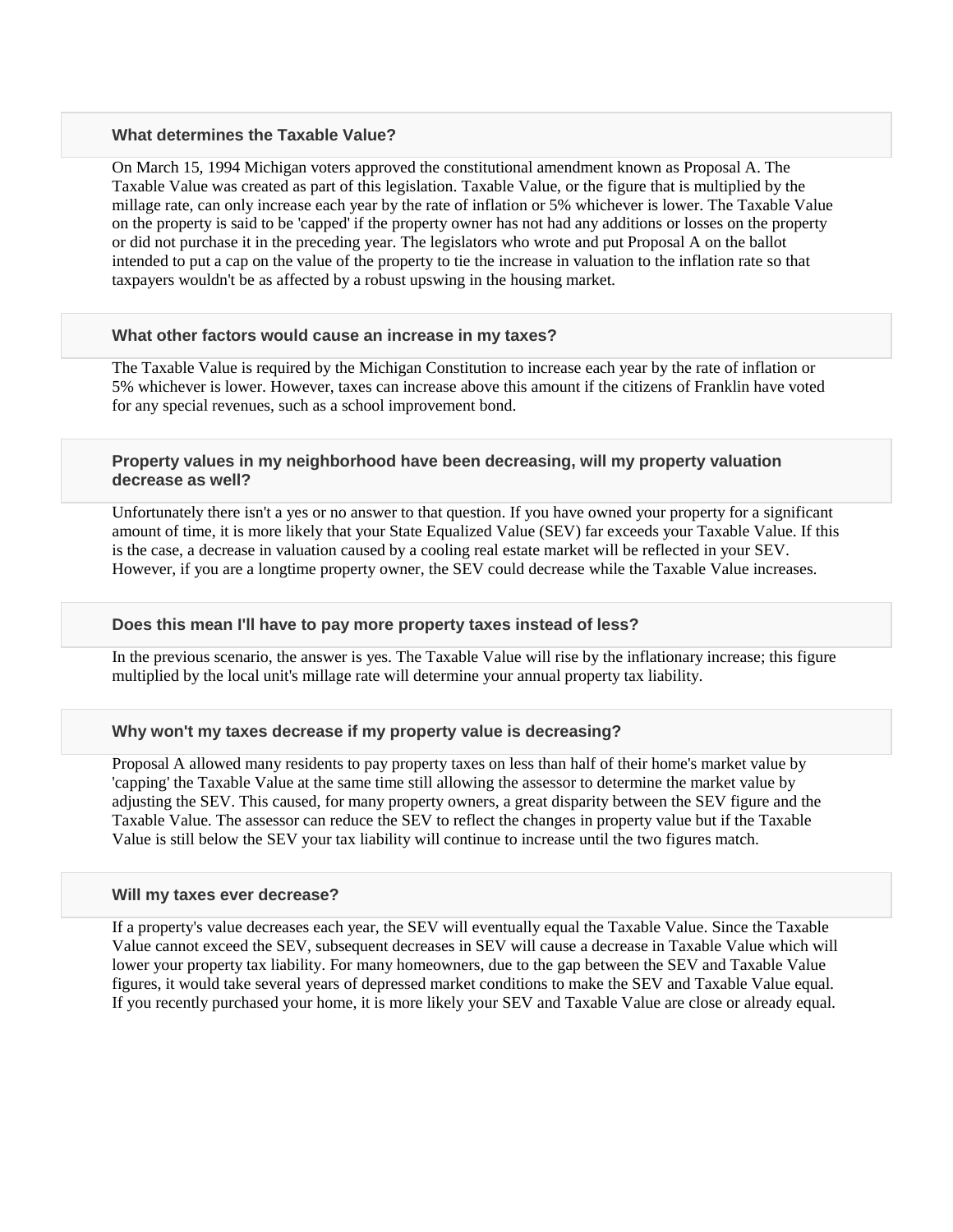### What determines the Taxable Value?

On March 15, 1994 Michigan voters approved the constitutional amendment known as Proposal A. The Taxable Value was created as part of this legislation. Taxable Value, or the figure that is multiplied by the millage rate, can only increase each year by the rate of inflation or 5% whichever is lower. The Taxable Value on the property is said to be 'capped' if the property owner has not had any additions or losses on the property or did not purchase it in the preceding year. The legislators who wrote and put Proposal A on the ballot intended to put a cap on the value of the property to tie the increase in valuation to the inflation rate so that taxpayers wouldn't be as affected by a robust upswing in the housing market.

### What other factors would cause an increase in my taxes?

The Taxable Value is required by the Michigan Constitution to increase each year by the rate of inflation or 5% whichever is lower. However, taxes can increase above this amount if the citizens of Franklin have voted for any special revenues, such as a school improvement bond.

### Property values in my neighborhood have been decreasing, will my property valuation decrease as well?

Unfortunately there isn't a yes or no answer to that question. If you have owned your property for a significant amount of time, it is more likely that your State Equalized Value (SEV) far exceeds your Taxable Value. If this is the case, a decrease in valuation caused by a cooling real estate market will be reflected in your SEV. However, if you are a longtime property owner, the SEV could decrease while the Taxable Value increases.

### Does this mean I'll have to pay more property taxes instead of less?

In the previous scenario, the answer is yes. The Taxable Value will rise by the inflationary increase; this figure multiplied by the local unit's millage rate will determine your annual property tax liability.

### Why won't my taxes decrease if my property value is decreasing?

Proposal A allowed many residents to pay property taxes on less than half of their home's market value by 'capping' the Taxable Value at the same time still allowing the assessor to determine the market value by adjusting the SEV. This caused, for many property owners, a great disparity between the SEV figure and the Taxable Value. The assessor can reduce the SEV to reflect the changes in property value but if the Taxable Value is still below the SEV your tax liability will continue to increase until the two figures match.

### Will my taxes ever decrease?

If a property's value decreases each year, the SEV will eventually equal the Taxable Value. Since the Taxable Value cannot exceed the SEV, subsequent decreases in SEV will cause a decrease in Taxable Value which will lower your property tax liability. For many homeowners, due to the gap between the SEV and Taxable Value figures, it would take several years of depressed market conditions to make the SEV and Taxable Value equal. If you recently purchased your home, it is more likely your SEV and Taxable Value are close or already equal.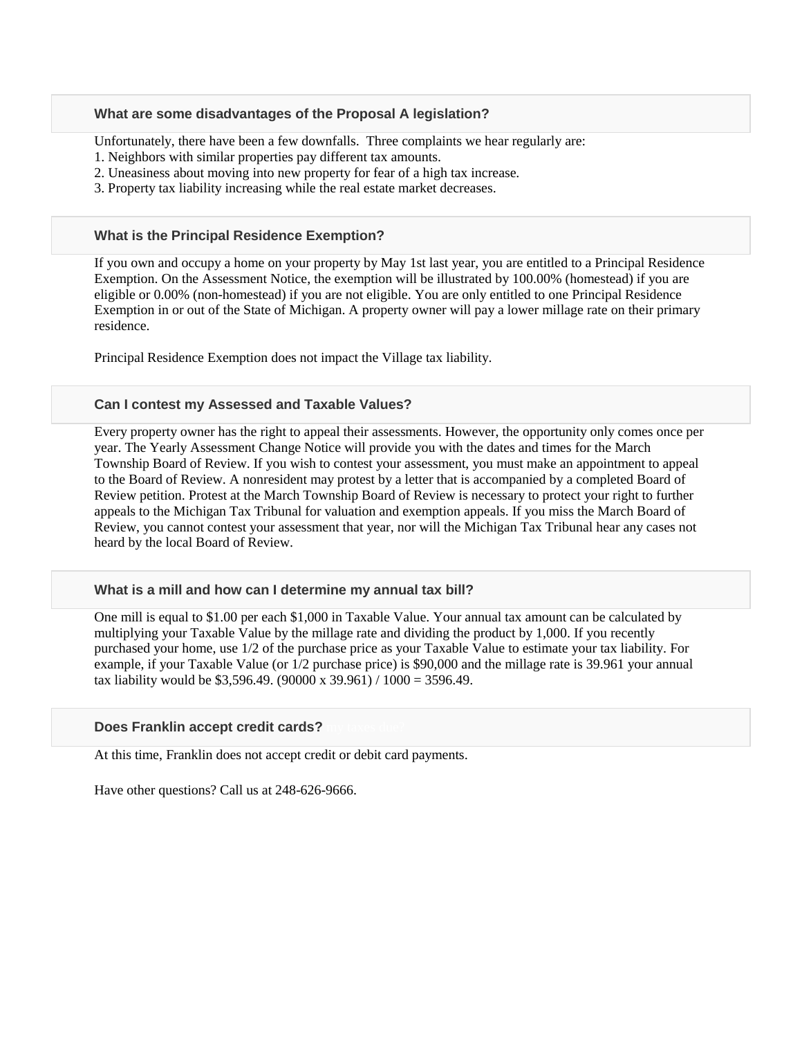### What are some disadvantages of the Proposal A legislation?

Unfortunately, there have been a few downfalls. Three complaints we hear regularly are:

1. Neighbors with similar properties pay different tax amounts.
2. Uneasiness about moving into new property for fear of a high tax increase.
3. Property tax liability increasing while the real estate market decreases.

### What is the Principal Residence Exemption?

If you own and occupy a home on your property by May 1st last year, you are entitled to a Principal Residence Exemption. On the Assessment Notice, the exemption will be illustrated by 100.00% (homestead) if you are eligible or 0.00% (non-homestead) if you are not eligible. You are only entitled to one Principal Residence Exemption in or out of the State of Michigan. A property owner will pay a lower millage rate on their primary residence.

Principal Residence Exemption does not impact the Village tax liability.

### Can I contest my Assessed and Taxable Values?

Every property owner has the right to appeal their assessments. However, the opportunity only comes once per year. The Yearly Assessment Change Notice will provide you with the dates and times for the March Township Board of Review. If you wish to contest your assessment, you must make an appointment to appeal to the Board of Review. A nonresident may protest by a letter that is accompanied by a completed Board of Review petition. Protest at the March Township Board of Review is necessary to protect your right to further appeals to the Michigan Tax Tribunal for valuation and exemption appeals. If you miss the March Board of Review, you cannot contest your assessment that year, nor will the Michigan Tax Tribunal hear any cases not heard by the local Board of Review.

### What is a mill and how can I determine my annual tax bill?

One mill is equal to $1.00 per each $1,000 in Taxable Value. Your annual tax amount can be calculated by multiplying your Taxable Value by the millage rate and dividing the product by 1,000. If you recently purchased your home, use 1/2 of the purchase price as your Taxable Value to estimate your tax liability. For example, if your Taxable Value (or 1/2 purchase price) is $90,000 and the millage rate is 39.961 your annual tax liability would be $3,596.49. (90000 x 39.961) / 1000 = 3596.49.

### Does Franklin accept credit cards?

At this time, Franklin does not accept credit or debit card payments.

Have other questions? Call us at 248-626-9666.